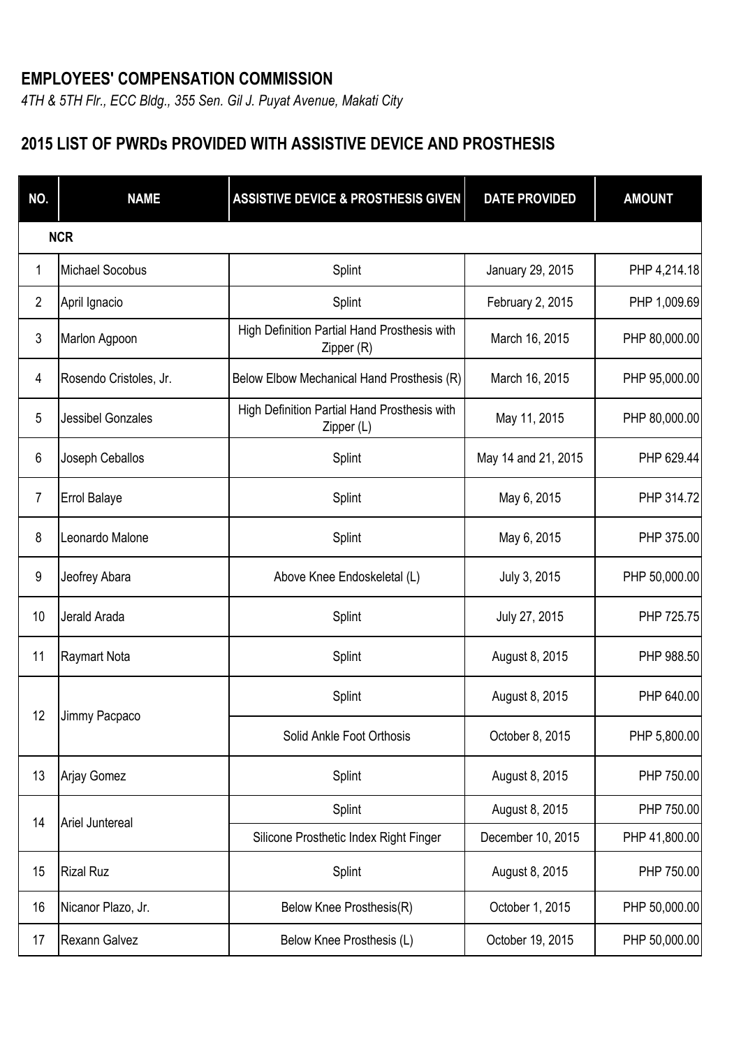## EMPLOYEES' COMPENSATION COMMISSION

*4TH & 5TH Flr., ECC Bldg., 355 Sen. Gil J. Puyat Avenue, Makati City*

## 2015 LIST OF PWRDs PROVIDED WITH ASSISTIVE DEVICE AND PROSTHESIS

| NO. | NAME | ASSISTIVE DEVICE & PROSTHESIS GIVEN | DATE PROVIDED | AMOUNT |
|---|---|---|---|---|
| | **NCR** | | | |
| 1 | Michael Socobus | Splint | January 29, 2015 | PHP 4,214.18 |
| 2 | April Ignacio | Splint | February 2, 2015 | PHP 1,009.69 |
| 3 | Marlon Agpoon | High Definition Partial Hand Prosthesis with Zipper (R) | March 16, 2015 | PHP 80,000.00 |
| 4 | Rosendo Cristoles, Jr. | Below Elbow Mechanical Hand Prosthesis (R) | March 16, 2015 | PHP 95,000.00 |
| 5 | Jessibel Gonzales | High Definition Partial Hand Prosthesis with Zipper (L) | May 11, 2015 | PHP 80,000.00 |
| 6 | Joseph Ceballos | Splint | May 14 and 21, 2015 | PHP 629.44 |
| 7 | Errol Balaye | Splint | May 6, 2015 | PHP 314.72 |
| 8 | Leonardo Malone | Splint | May 6, 2015 | PHP 375.00 |
| 9 | Jeofrey Abara | Above Knee Endoskeletal (L) | July 3, 2015 | PHP 50,000.00 |
| 10 | Jerald Arada | Splint | July 27, 2015 | PHP 725.75 |
| 11 | Raymart Nota | Splint | August 8, 2015 | PHP 988.50 |
| 12 | Jimmy Pacpaco | Splint | August 8, 2015 | PHP 640.00 |
| | | Solid Ankle Foot Orthosis | October 8, 2015 | PHP 5,800.00 |
| 13 | Arjay Gomez | Splint | August 8, 2015 | PHP 750.00 |
| 14 | Ariel Juntereal | Splint | August 8, 2015 | PHP 750.00 |
| | | Silicone Prosthetic Index Right Finger | December 10, 2015 | PHP 41,800.00 |
| 15 | Rizal Ruz | Splint | August 8, 2015 | PHP 750.00 |
| 16 | Nicanor Plazo, Jr. | Below Knee Prosthesis(R) | October 1, 2015 | PHP 50,000.00 |
| 17 | Rexann Galvez | Below Knee Prosthesis (L) | October 19, 2015 | PHP 50,000.00 |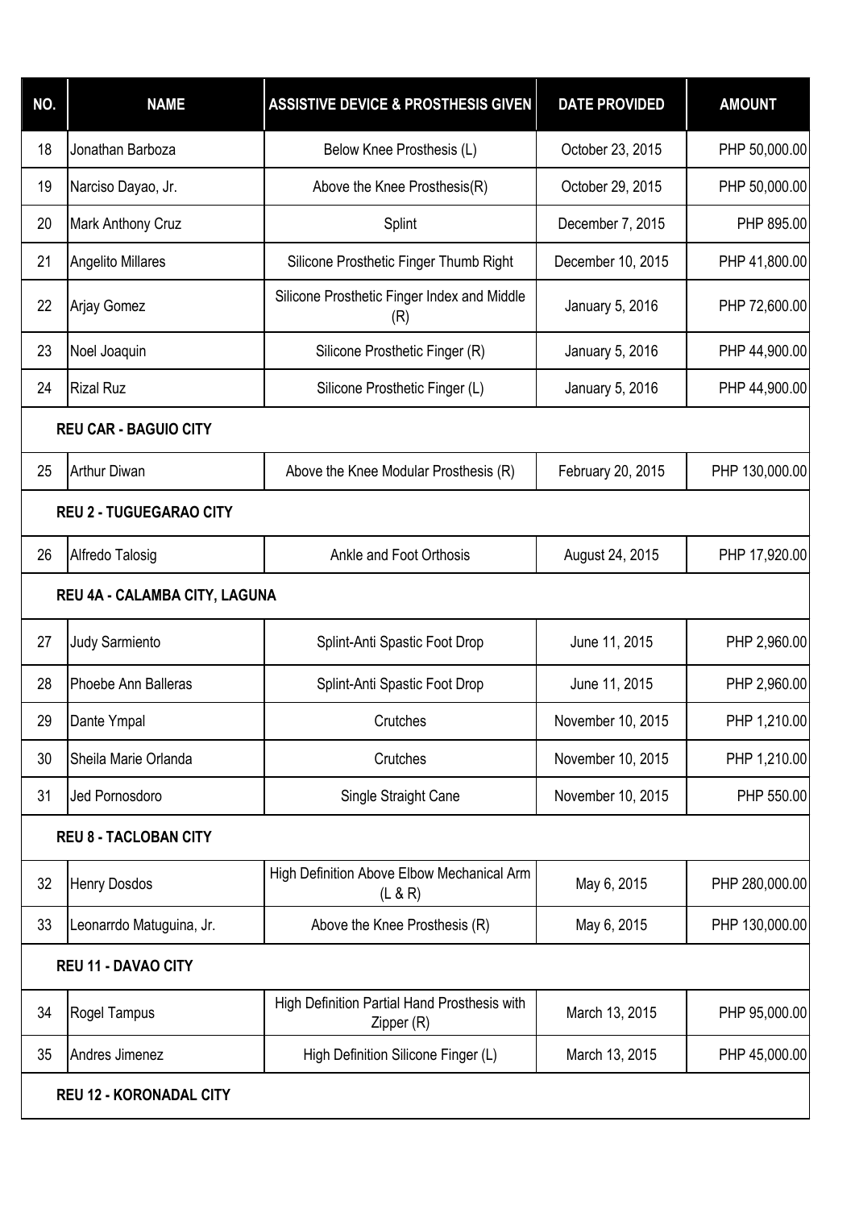| NO. | NAME | ASSISTIVE DEVICE & PROSTHESIS GIVEN | DATE PROVIDED | AMOUNT |
|---|---|---|---|---|
| 18 | Jonathan Barboza | Below Knee Prosthesis (L) | October 23, 2015 | PHP 50,000.00 |
| 19 | Narciso Dayao, Jr. | Above the Knee Prosthesis(R) | October 29, 2015 | PHP 50,000.00 |
| 20 | Mark Anthony Cruz | Splint | December 7, 2015 | PHP 895.00 |
| 21 | Angelito Millares | Silicone Prosthetic Finger Thumb Right | December 10, 2015 | PHP 41,800.00 |
| 22 | Arjay Gomez | Silicone Prosthetic Finger Index and Middle (R) | January 5, 2016 | PHP 72,600.00 |
| 23 | Noel Joaquin | Silicone Prosthetic Finger (R) | January 5, 2016 | PHP 44,900.00 |
| 24 | Rizal Ruz | Silicone Prosthetic Finger (L) | January 5, 2016 | PHP 44,900.00 |
| **REU CAR - BAGUIO CITY** | | | | |
| 25 | Arthur Diwan | Above the Knee Modular Prosthesis (R) | February 20, 2015 | PHP 130,000.00 |
| **REU 2 - TUGUEGARAO CITY** | | | | |
| 26 | Alfredo Talosig | Ankle and Foot Orthosis | August 24, 2015 | PHP 17,920.00 |
| **REU 4A - CALAMBA CITY, LAGUNA** | | | | |
| 27 | Judy Sarmiento | Splint-Anti Spastic Foot Drop | June 11, 2015 | PHP 2,960.00 |
| 28 | Phoebe Ann Balleras | Splint-Anti Spastic Foot Drop | June 11, 2015 | PHP 2,960.00 |
| 29 | Dante Ympal | Crutches | November 10, 2015 | PHP 1,210.00 |
| 30 | Sheila Marie Orlanda | Crutches | November 10, 2015 | PHP 1,210.00 |
| 31 | Jed Pornosdoro | Single Straight Cane | November 10, 2015 | PHP 550.00 |
| **REU 8 - TACLOBAN CITY** | | | | |
| 32 | Henry Dosdos | High Definition Above Elbow Mechanical Arm (L & R) | May 6, 2015 | PHP 280,000.00 |
| 33 | Leonarrdo Matuguina, Jr. | Above the Knee Prosthesis (R) | May 6, 2015 | PHP 130,000.00 |
| **REU 11 - DAVAO CITY** | | | | |
| 34 | Rogel Tampus | High Definition Partial Hand Prosthesis with Zipper (R) | March 13, 2015 | PHP 95,000.00 |
| 35 | Andres Jimenez | High Definition Silicone Finger (L) | March 13, 2015 | PHP 45,000.00 |
| **REU 12 - KORONADAL CITY** | | | | |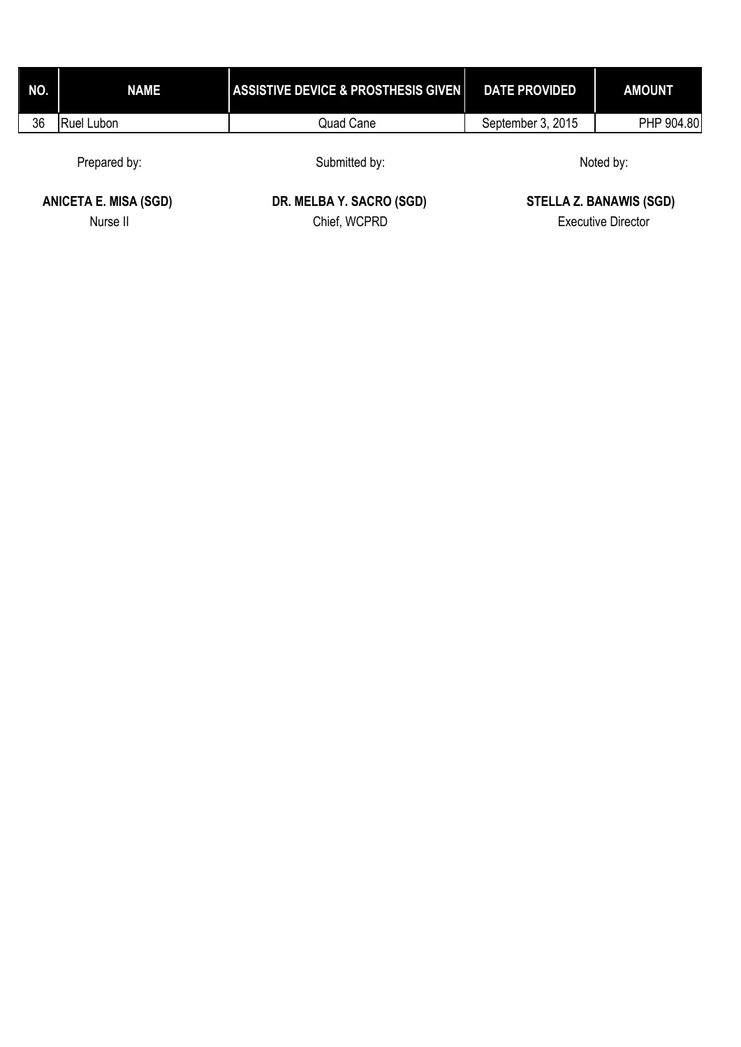| NO. | NAME | ASSISTIVE DEVICE & PROSTHESIS GIVEN | DATE PROVIDED | AMOUNT |
| --- | --- | --- | --- | --- |
| 36 | Ruel Lubon | Quad Cane | September 3, 2015 | PHP 904.80 |

Prepared by:

**ANICETA E. MISA (SGD)**
Nurse II

Submitted by:

**DR. MELBA Y. SACRO (SGD)**
Chief, WCPRD

Noted by:

**STELLA Z. BANAWIS (SGD)**
Executive Director